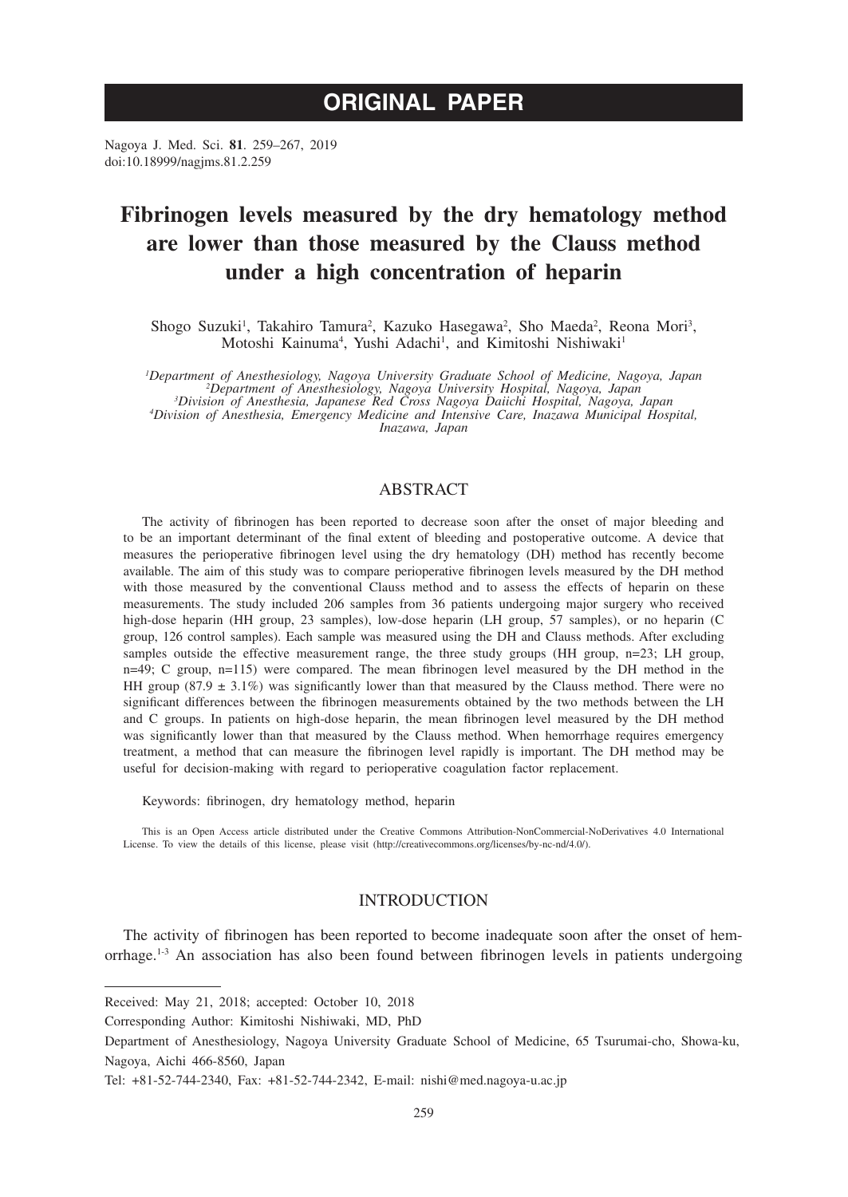# ORIGINAL PAPER

Nagoya J. Med. Sci. **81**. 259–267, 2019
doi:10.18999/nagjms.81.2.259

# Fibrinogen levels measured by the dry hematology method are lower than those measured by the Clauss method under a high concentration of heparin

Shogo Suzuki[1], Takahiro Tamura[2], Kazuko Hasegawa[2], Sho Maeda[2], Reona Mori[3], Motoshi Kainuma[4], Yushi Adachi[1], and Kimitoshi Nishiwaki[1]

[1]*Department of Anesthesiology, Nagoya University Graduate School of Medicine, Nagoya, Japan*
[2]*Department of Anesthesiology, Nagoya University Hospital, Nagoya, Japan*
[3]*Division of Anesthesia, Japanese Red Cross Nagoya Daiichi Hospital, Nagoya, Japan*
[4]*Division of Anesthesia, Emergency Medicine and Intensive Care, Inazawa Municipal Hospital, Inazawa, Japan*

## ABSTRACT

The activity of fibrinogen has been reported to decrease soon after the onset of major bleeding and to be an important determinant of the final extent of bleeding and postoperative outcome. A device that measures the perioperative fibrinogen level using the dry hematology (DH) method has recently become available. The aim of this study was to compare perioperative fibrinogen levels measured by the DH method with those measured by the conventional Clauss method and to assess the effects of heparin on these measurements. The study included 206 samples from 36 patients undergoing major surgery who received high-dose heparin (HH group, 23 samples), low-dose heparin (LH group, 57 samples), or no heparin (C group, 126 control samples). Each sample was measured using the DH and Clauss methods. After excluding samples outside the effective measurement range, the three study groups (HH group, n=23; LH group, n=49; C group, n=115) were compared. The mean fibrinogen level measured by the DH method in the HH group (87.9 ± 3.1%) was significantly lower than that measured by the Clauss method. There were no significant differences between the fibrinogen measurements obtained by the two methods between the LH and C groups. In patients on high-dose heparin, the mean fibrinogen level measured by the DH method was significantly lower than that measured by the Clauss method. When hemorrhage requires emergency treatment, a method that can measure the fibrinogen level rapidly is important. The DH method may be useful for decision-making with regard to perioperative coagulation factor replacement.

Keywords: fibrinogen, dry hematology method, heparin

This is an Open Access article distributed under the Creative Commons Attribution-NonCommercial-NoDerivatives 4.0 International License. To view the details of this license, please visit (http://creativecommons.org/licenses/by-nc-nd/4.0/).

## INTRODUCTION

The activity of fibrinogen has been reported to become inadequate soon after the onset of hemorrhage.[1-3] An association has also been found between fibrinogen levels in patients undergoing

---

Received: May 21, 2018; accepted: October 10, 2018

Corresponding Author: Kimitoshi Nishiwaki, MD, PhD

Department of Anesthesiology, Nagoya University Graduate School of Medicine, 65 Tsurumai-cho, Showa-ku, Nagoya, Aichi 466-8560, Japan

Tel: +81-52-744-2340, Fax: +81-52-744-2342, E-mail: nishi@med.nagoya-u.ac.jp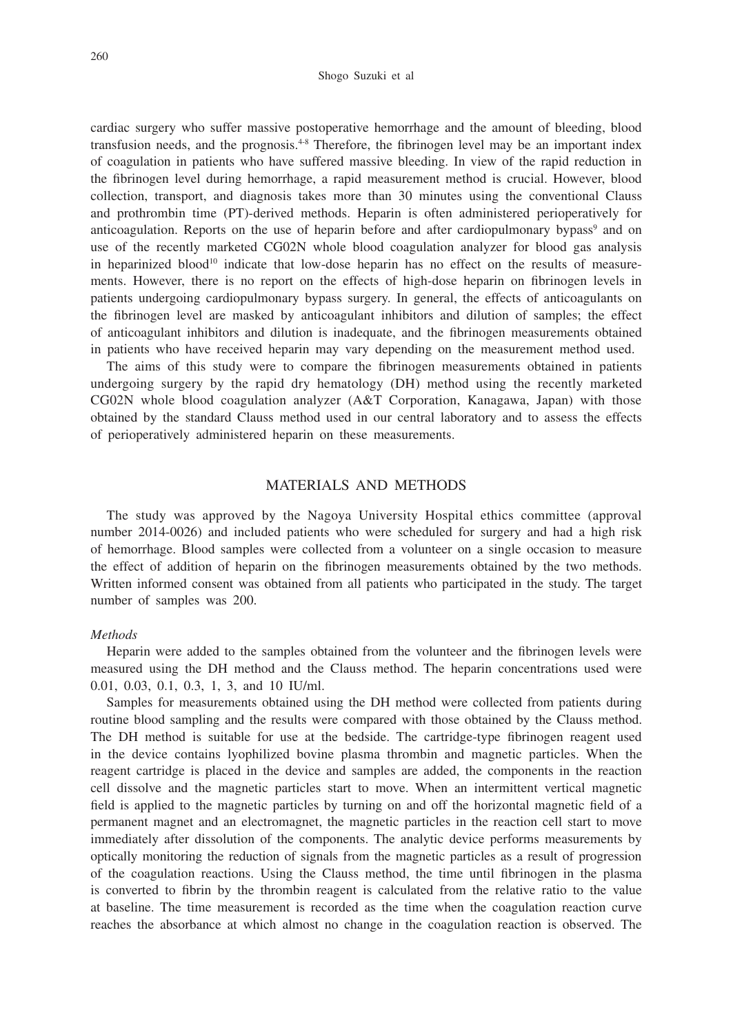cardiac surgery who suffer massive postoperative hemorrhage and the amount of bleeding, blood transfusion needs, and the prognosis.[4-8] Therefore, the fibrinogen level may be an important index of coagulation in patients who have suffered massive bleeding. In view of the rapid reduction in the fibrinogen level during hemorrhage, a rapid measurement method is crucial. However, blood collection, transport, and diagnosis takes more than 30 minutes using the conventional Clauss and prothrombin time (PT)-derived methods. Heparin is often administered perioperatively for anticoagulation. Reports on the use of heparin before and after cardiopulmonary bypass[9] and on use of the recently marketed CG02N whole blood coagulation analyzer for blood gas analysis in heparinized blood[10] indicate that low-dose heparin has no effect on the results of measurements. However, there is no report on the effects of high-dose heparin on fibrinogen levels in patients undergoing cardiopulmonary bypass surgery. In general, the effects of anticoagulants on the fibrinogen level are masked by anticoagulant inhibitors and dilution of samples; the effect of anticoagulant inhibitors and dilution is inadequate, and the fibrinogen measurements obtained in patients who have received heparin may vary depending on the measurement method used.

The aims of this study were to compare the fibrinogen measurements obtained in patients undergoing surgery by the rapid dry hematology (DH) method using the recently marketed CG02N whole blood coagulation analyzer (A&T Corporation, Kanagawa, Japan) with those obtained by the standard Clauss method used in our central laboratory and to assess the effects of perioperatively administered heparin on these measurements.

## MATERIALS AND METHODS

The study was approved by the Nagoya University Hospital ethics committee (approval number 2014-0026) and included patients who were scheduled for surgery and had a high risk of hemorrhage. Blood samples were collected from a volunteer on a single occasion to measure the effect of addition of heparin on the fibrinogen measurements obtained by the two methods. Written informed consent was obtained from all patients who participated in the study. The target number of samples was 200.

### *Methods*

Heparin were added to the samples obtained from the volunteer and the fibrinogen levels were measured using the DH method and the Clauss method. The heparin concentrations used were 0.01, 0.03, 0.1, 0.3, 1, 3, and 10 IU/ml.

Samples for measurements obtained using the DH method were collected from patients during routine blood sampling and the results were compared with those obtained by the Clauss method. The DH method is suitable for use at the bedside. The cartridge-type fibrinogen reagent used in the device contains lyophilized bovine plasma thrombin and magnetic particles. When the reagent cartridge is placed in the device and samples are added, the components in the reaction cell dissolve and the magnetic particles start to move. When an intermittent vertical magnetic field is applied to the magnetic particles by turning on and off the horizontal magnetic field of a permanent magnet and an electromagnet, the magnetic particles in the reaction cell start to move immediately after dissolution of the components. The analytic device performs measurements by optically monitoring the reduction of signals from the magnetic particles as a result of progression of the coagulation reactions. Using the Clauss method, the time until fibrinogen in the plasma is converted to fibrin by the thrombin reagent is calculated from the relative ratio to the value at baseline. The time measurement is recorded as the time when the coagulation reaction curve reaches the absorbance at which almost no change in the coagulation reaction is observed. The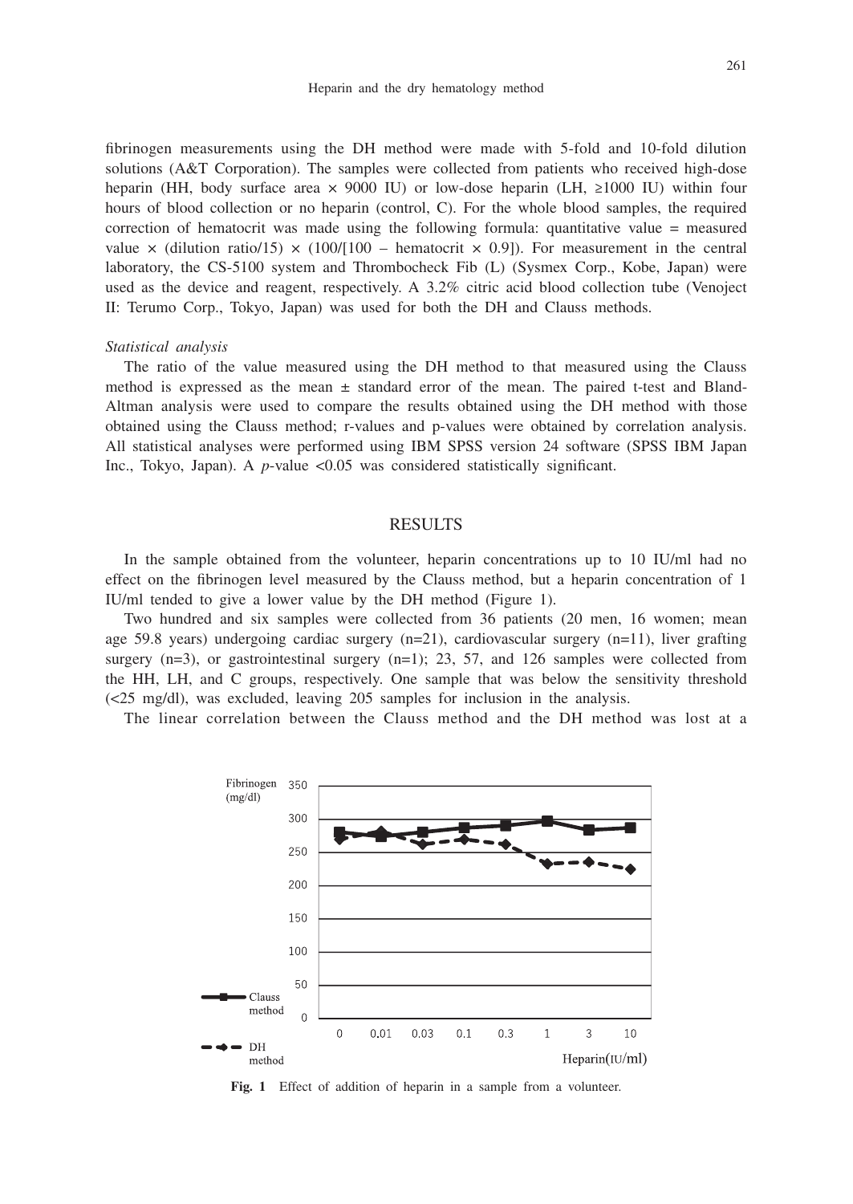fibrinogen measurements using the DH method were made with 5-fold and 10-fold dilution solutions (A&T Corporation). The samples were collected from patients who received high-dose heparin (HH, body surface area × 9000 IU) or low-dose heparin (LH, ≥1000 IU) within four hours of blood collection or no heparin (control, C). For the whole blood samples, the required correction of hematocrit was made using the following formula: quantitative value = measured value × (dilution ratio/15) × (100/[100 – hematocrit × 0.9]). For measurement in the central laboratory, the CS-5100 system and Thrombocheck Fib (L) (Sysmex Corp., Kobe, Japan) were used as the device and reagent, respectively. A 3.2% citric acid blood collection tube (Venoject II: Terumo Corp., Tokyo, Japan) was used for both the DH and Clauss methods.

*Statistical analysis*

The ratio of the value measured using the DH method to that measured using the Clauss method is expressed as the mean ± standard error of the mean. The paired t-test and Bland-Altman analysis were used to compare the results obtained using the DH method with those obtained using the Clauss method; r-values and p-values were obtained by correlation analysis. All statistical analyses were performed using IBM SPSS version 24 software (SPSS IBM Japan Inc., Tokyo, Japan). A *p*-value <0.05 was considered statistically significant.

## RESULTS

In the sample obtained from the volunteer, heparin concentrations up to 10 IU/ml had no effect on the fibrinogen level measured by the Clauss method, but a heparin concentration of 1 IU/ml tended to give a lower value by the DH method (Figure 1).

Two hundred and six samples were collected from 36 patients (20 men, 16 women; mean age 59.8 years) undergoing cardiac surgery (n=21), cardiovascular surgery (n=11), liver grafting surgery (n=3), or gastrointestinal surgery (n=1); 23, 57, and 126 samples were collected from the HH, LH, and C groups, respectively. One sample that was below the sensitivity threshold (<25 mg/dl), was excluded, leaving 205 samples for inclusion in the analysis.

The linear correlation between the Clauss method and the DH method was lost at a

**Fig. 1** Effect of addition of heparin in a sample from a volunteer.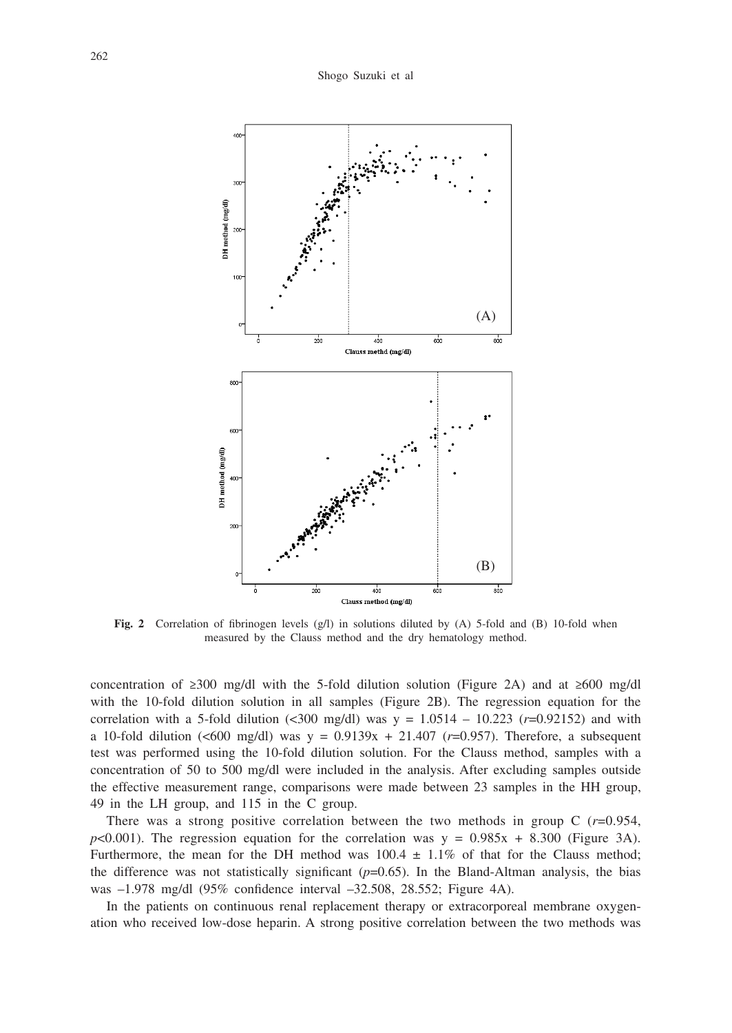**Fig. 2** Correlation of fibrinogen levels (g/l) in solutions diluted by (A) 5-fold and (B) 10-fold when measured by the Clauss method and the dry hematology method.

concentration of ≥300 mg/dl with the 5-fold dilution solution (Figure 2A) and at ≥600 mg/dl with the 10-fold dilution solution in all samples (Figure 2B). The regression equation for the correlation with a 5-fold dilution (<300 mg/dl) was $y = 1.0514 - 10.223$ ($r$=0.92152) and with a 10-fold dilution (<600 mg/dl) was $y = 0.9139x + 21.407$ ($r$=0.957). Therefore, a subsequent test was performed using the 10-fold dilution solution. For the Clauss method, samples with a concentration of 50 to 500 mg/dl were included in the analysis. After excluding samples outside the effective measurement range, comparisons were made between 23 samples in the HH group, 49 in the LH group, and 115 in the C group.

There was a strong positive correlation between the two methods in group C ($r$=0.954, $p$<0.001). The regression equation for the correlation was $y = 0.985x + 8.300$ (Figure 3A). Furthermore, the mean for the DH method was 100.4 ± 1.1% of that for the Clauss method; the difference was not statistically significant ($p$=0.65). In the Bland-Altman analysis, the bias was –1.978 mg/dl (95% confidence interval –32.508, 28.552; Figure 4A).

In the patients on continuous renal replacement therapy or extracorporeal membrane oxygenation who received low-dose heparin. A strong positive correlation between the two methods was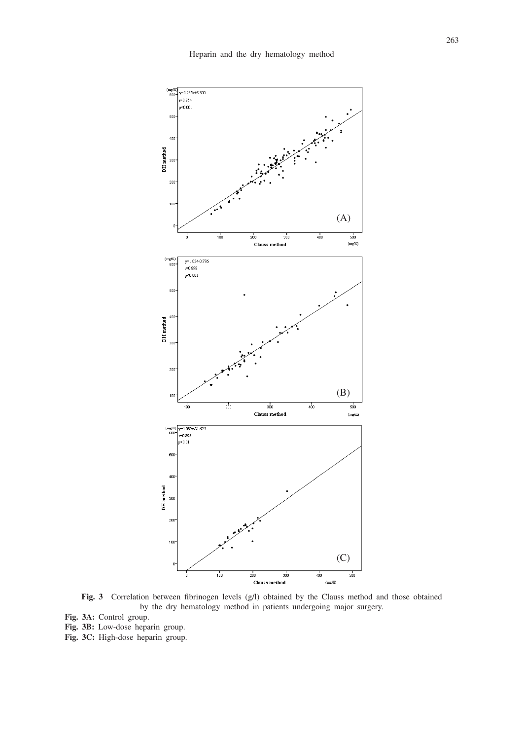**Fig. 3** Correlation between fibrinogen levels (g/l) obtained by the Clauss method and those obtained by the dry hematology method in patients undergoing major surgery.

**Fig. 3A:** Control group.

**Fig. 3B:** Low-dose heparin group.

**Fig. 3C:** High-dose heparin group.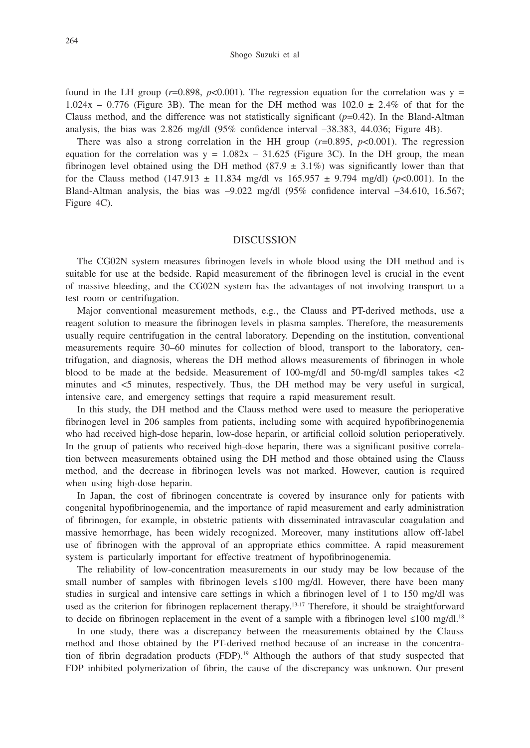found in the LH group ($r$=0.898, $p$<0.001). The regression equation for the correlation was $y = 1.024x - 0.776$ (Figure 3B). The mean for the DH method was 102.0 ± 2.4% of that for the Clauss method, and the difference was not statistically significant ($p$=0.42). In the Bland-Altman analysis, the bias was 2.826 mg/dl (95% confidence interval –38.383, 44.036; Figure 4B).

There was also a strong correlation in the HH group ($r$=0.895, $p$<0.001). The regression equation for the correlation was $y = 1.082x - 31.625$ (Figure 3C). In the DH group, the mean fibrinogen level obtained using the DH method (87.9 ± 3.1%) was significantly lower than that for the Clauss method (147.913 ± 11.834 mg/dl vs 165.957 ± 9.794 mg/dl) ($p$<0.001). In the Bland-Altman analysis, the bias was –9.022 mg/dl (95% confidence interval –34.610, 16.567; Figure 4C).

## DISCUSSION

The CG02N system measures fibrinogen levels in whole blood using the DH method and is suitable for use at the bedside. Rapid measurement of the fibrinogen level is crucial in the event of massive bleeding, and the CG02N system has the advantages of not involving transport to a test room or centrifugation.

Major conventional measurement methods, e.g., the Clauss and PT-derived methods, use a reagent solution to measure the fibrinogen levels in plasma samples. Therefore, the measurements usually require centrifugation in the central laboratory. Depending on the institution, conventional measurements require 30–60 minutes for collection of blood, transport to the laboratory, centrifugation, and diagnosis, whereas the DH method allows measurements of fibrinogen in whole blood to be made at the bedside. Measurement of 100-mg/dl and 50-mg/dl samples takes <2 minutes and <5 minutes, respectively. Thus, the DH method may be very useful in surgical, intensive care, and emergency settings that require a rapid measurement result.

In this study, the DH method and the Clauss method were used to measure the perioperative fibrinogen level in 206 samples from patients, including some with acquired hypofibrinogenemia who had received high-dose heparin, low-dose heparin, or artificial colloid solution perioperatively. In the group of patients who received high-dose heparin, there was a significant positive correlation between measurements obtained using the DH method and those obtained using the Clauss method, and the decrease in fibrinogen levels was not marked. However, caution is required when using high-dose heparin.

In Japan, the cost of fibrinogen concentrate is covered by insurance only for patients with congenital hypofibrinogenemia, and the importance of rapid measurement and early administration of fibrinogen, for example, in obstetric patients with disseminated intravascular coagulation and massive hemorrhage, has been widely recognized. Moreover, many institutions allow off-label use of fibrinogen with the approval of an appropriate ethics committee. A rapid measurement system is particularly important for effective treatment of hypofibrinogenemia.

The reliability of low-concentration measurements in our study may be low because of the small number of samples with fibrinogen levels ≤100 mg/dl. However, there have been many studies in surgical and intensive care settings in which a fibrinogen level of 1 to 150 mg/dl was used as the criterion for fibrinogen replacement therapy.[13-17] Therefore, it should be straightforward to decide on fibrinogen replacement in the event of a sample with a fibrinogen level ≤100 mg/dl.[18]

In one study, there was a discrepancy between the measurements obtained by the Clauss method and those obtained by the PT-derived method because of an increase in the concentration of fibrin degradation products (FDP).[19] Although the authors of that study suspected that FDP inhibited polymerization of fibrin, the cause of the discrepancy was unknown. Our present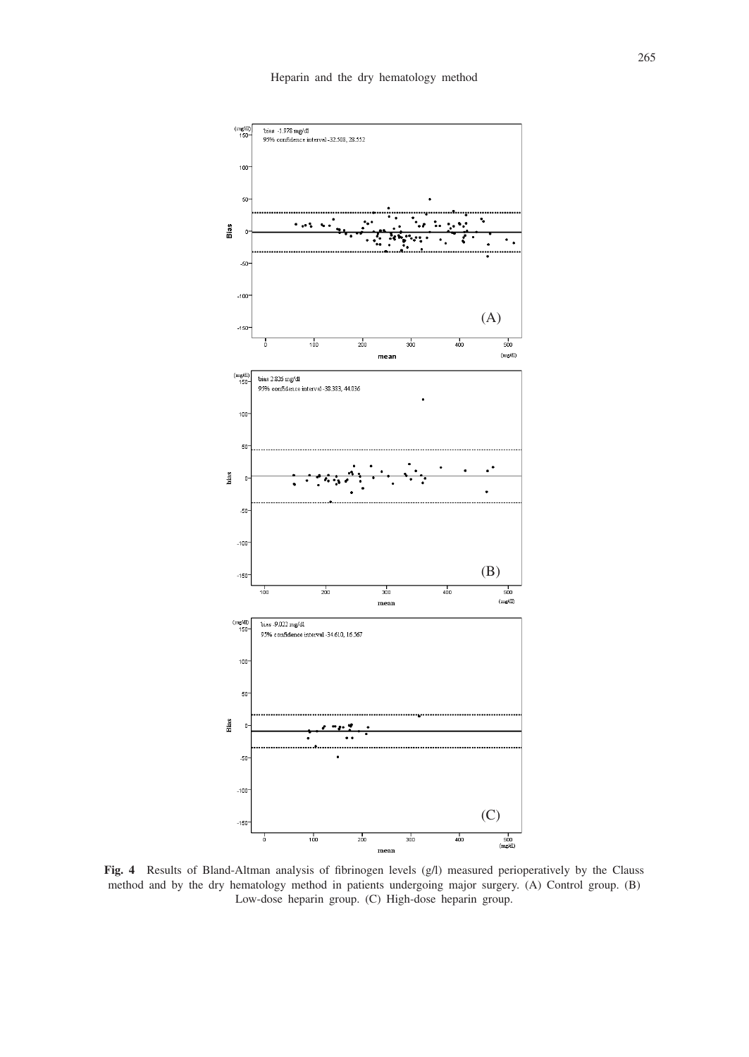**Fig. 4** Results of Bland-Altman analysis of fibrinogen levels (g/l) measured perioperatively by the Clauss method and by the dry hematology method in patients undergoing major surgery. (A) Control group. (B) Low-dose heparin group. (C) High-dose heparin group.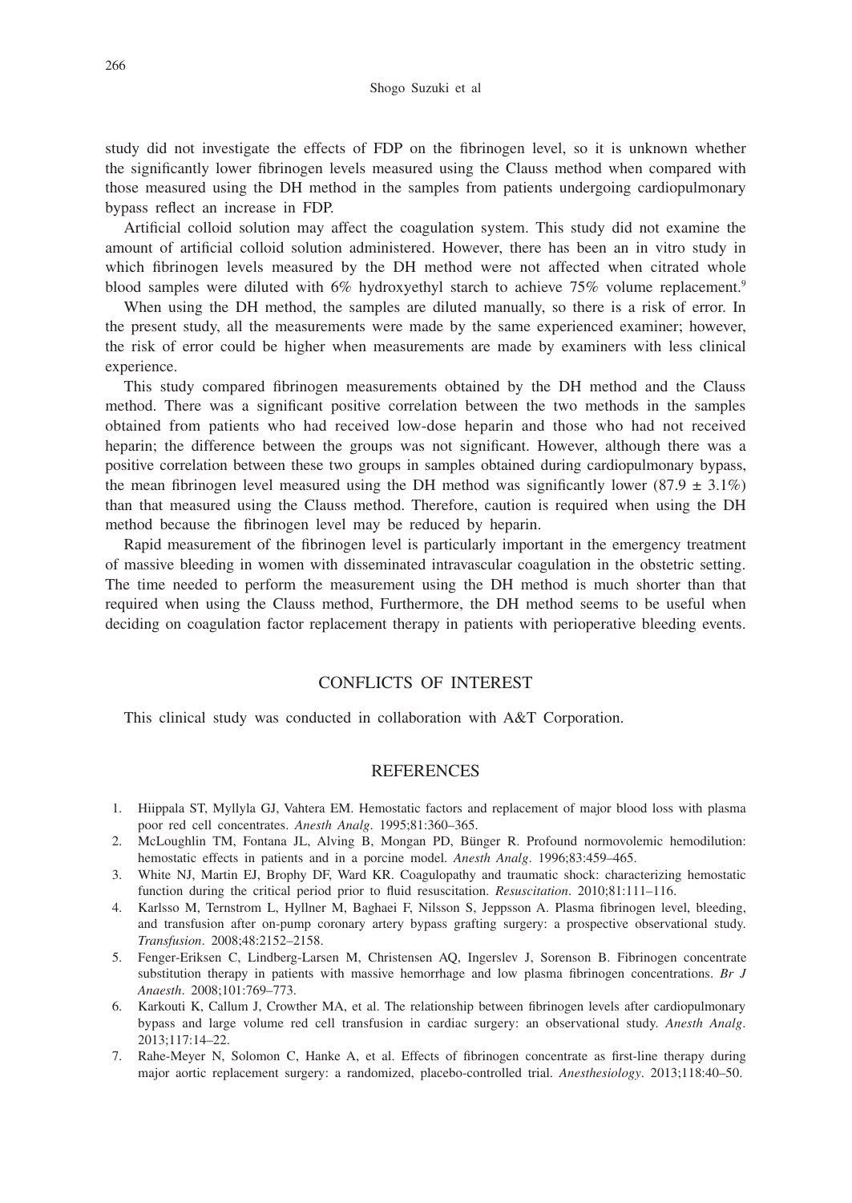study did not investigate the effects of FDP on the fibrinogen level, so it is unknown whether the significantly lower fibrinogen levels measured using the Clauss method when compared with those measured using the DH method in the samples from patients undergoing cardiopulmonary bypass reflect an increase in FDP.

Artificial colloid solution may affect the coagulation system. This study did not examine the amount of artificial colloid solution administered. However, there has been an in vitro study in which fibrinogen levels measured by the DH method were not affected when citrated whole blood samples were diluted with 6% hydroxyethyl starch to achieve 75% volume replacement.[9]

When using the DH method, the samples are diluted manually, so there is a risk of error. In the present study, all the measurements were made by the same experienced examiner; however, the risk of error could be higher when measurements are made by examiners with less clinical experience.

This study compared fibrinogen measurements obtained by the DH method and the Clauss method. There was a significant positive correlation between the two methods in the samples obtained from patients who had received low-dose heparin and those who had not received heparin; the difference between the groups was not significant. However, although there was a positive correlation between these two groups in samples obtained during cardiopulmonary bypass, the mean fibrinogen level measured using the DH method was significantly lower ($87.9 \pm 3.1\%$) than that measured using the Clauss method. Therefore, caution is required when using the DH method because the fibrinogen level may be reduced by heparin.

Rapid measurement of the fibrinogen level is particularly important in the emergency treatment of massive bleeding in women with disseminated intravascular coagulation in the obstetric setting. The time needed to perform the measurement using the DH method is much shorter than that required when using the Clauss method, Furthermore, the DH method seems to be useful when deciding on coagulation factor replacement therapy in patients with perioperative bleeding events.

## CONFLICTS OF INTEREST

This clinical study was conducted in collaboration with A&T Corporation.

## REFERENCES

1. Hiippala ST, Myllyla GJ, Vahtera EM. Hemostatic factors and replacement of major blood loss with plasma poor red cell concentrates. *Anesth Analg*. 1995;81:360–365.
2. McLoughlin TM, Fontana JL, Alving B, Mongan PD, Bünger R. Profound normovolemic hemodilution: hemostatic effects in patients and in a porcine model. *Anesth Analg*. 1996;83:459–465.
3. White NJ, Martin EJ, Brophy DF, Ward KR. Coagulopathy and traumatic shock: characterizing hemostatic function during the critical period prior to fluid resuscitation. *Resuscitation*. 2010;81:111–116.
4. Karlsso M, Ternstrom L, Hyllner M, Baghaei F, Nilsson S, Jeppsson A. Plasma fibrinogen level, bleeding, and transfusion after on-pump coronary artery bypass grafting surgery: a prospective observational study. *Transfusion*. 2008;48:2152–2158.
5. Fenger-Eriksen C, Lindberg-Larsen M, Christensen AQ, Ingerslev J, Sorenson B. Fibrinogen concentrate substitution therapy in patients with massive hemorrhage and low plasma fibrinogen concentrations. *Br J Anaesth*. 2008;101:769–773.
6. Karkouti K, Callum J, Crowther MA, et al. The relationship between fibrinogen levels after cardiopulmonary bypass and large volume red cell transfusion in cardiac surgery: an observational study. *Anesth Analg*. 2013;117:14–22.
7. Rahe-Meyer N, Solomon C, Hanke A, et al. Effects of fibrinogen concentrate as first-line therapy during major aortic replacement surgery: a randomized, placebo-controlled trial. *Anesthesiology*. 2013;118:40–50.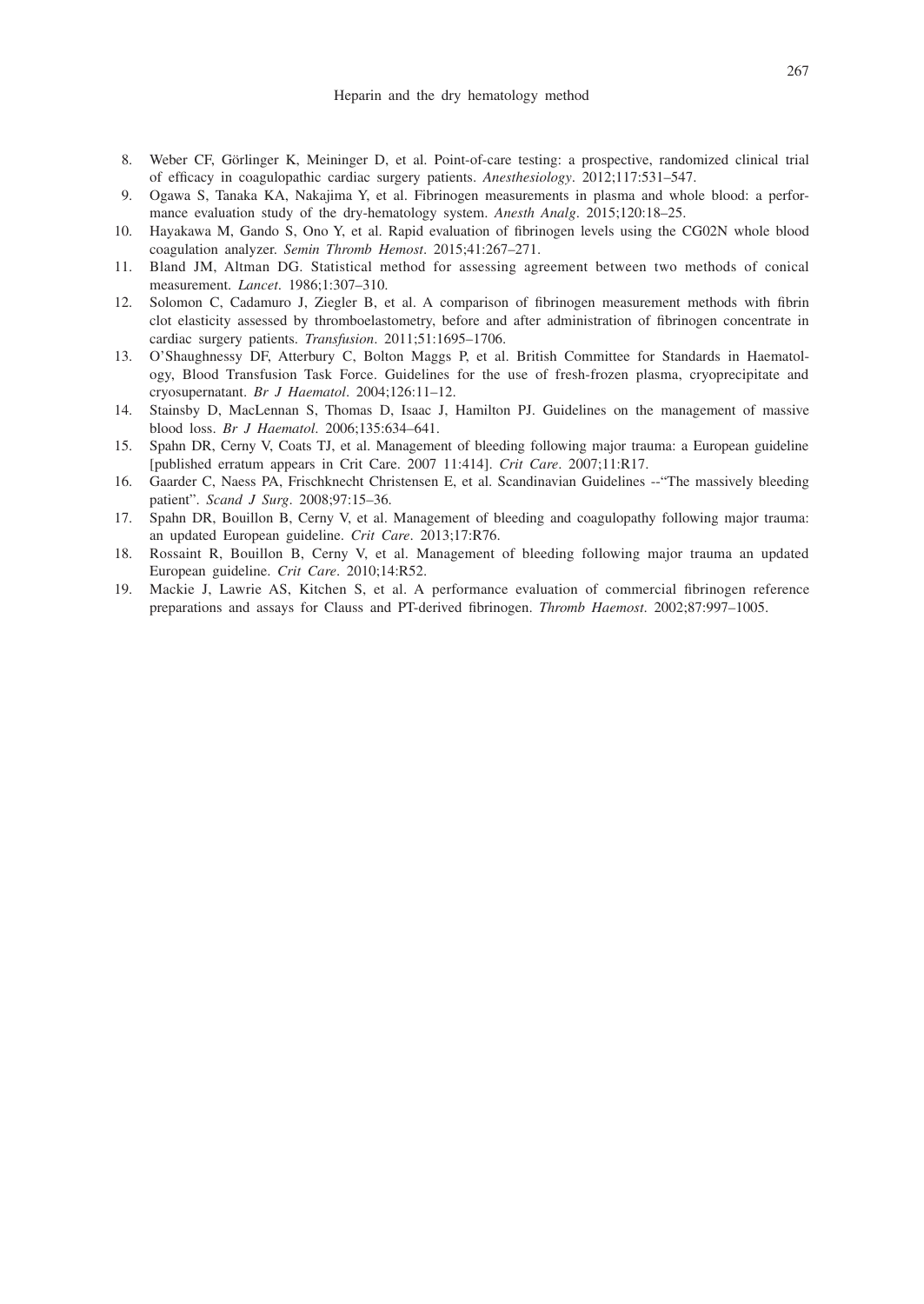8. Weber CF, Görlinger K, Meininger D, et al. Point-of-care testing: a prospective, randomized clinical trial of efficacy in coagulopathic cardiac surgery patients. *Anesthesiology*. 2012;117:531–547.
9. Ogawa S, Tanaka KA, Nakajima Y, et al. Fibrinogen measurements in plasma and whole blood: a performance evaluation study of the dry-hematology system. *Anesth Analg*. 2015;120:18–25.
10. Hayakawa M, Gando S, Ono Y, et al. Rapid evaluation of fibrinogen levels using the CG02N whole blood coagulation analyzer. *Semin Thromb Hemost*. 2015;41:267–271.
11. Bland JM, Altman DG. Statistical method for assessing agreement between two methods of conical measurement. *Lancet*. 1986;1:307–310.
12. Solomon C, Cadamuro J, Ziegler B, et al. A comparison of fibrinogen measurement methods with fibrin clot elasticity assessed by thromboelastometry, before and after administration of fibrinogen concentrate in cardiac surgery patients. *Transfusion*. 2011;51:1695–1706.
13. O'Shaughnessy DF, Atterbury C, Bolton Maggs P, et al. British Committee for Standards in Haematology, Blood Transfusion Task Force. Guidelines for the use of fresh-frozen plasma, cryoprecipitate and cryosupernatant. *Br J Haematol*. 2004;126:11–12.
14. Stainsby D, MacLennan S, Thomas D, Isaac J, Hamilton PJ. Guidelines on the management of massive blood loss. *Br J Haematol*. 2006;135:634–641.
15. Spahn DR, Cerny V, Coats TJ, et al. Management of bleeding following major trauma: a European guideline [published erratum appears in Crit Care. 2007 11:414]. *Crit Care*. 2007;11:R17.
16. Gaarder C, Naess PA, Frischknecht Christensen E, et al. Scandinavian Guidelines --"The massively bleeding patient". *Scand J Surg*. 2008;97:15–36.
17. Spahn DR, Bouillon B, Cerny V, et al. Management of bleeding and coagulopathy following major trauma: an updated European guideline. *Crit Care*. 2013;17:R76.
18. Rossaint R, Bouillon B, Cerny V, et al. Management of bleeding following major trauma an updated European guideline. *Crit Care*. 2010;14:R52.
19. Mackie J, Lawrie AS, Kitchen S, et al. A performance evaluation of commercial fibrinogen reference preparations and assays for Clauss and PT-derived fibrinogen. *Thromb Haemost*. 2002;87:997–1005.